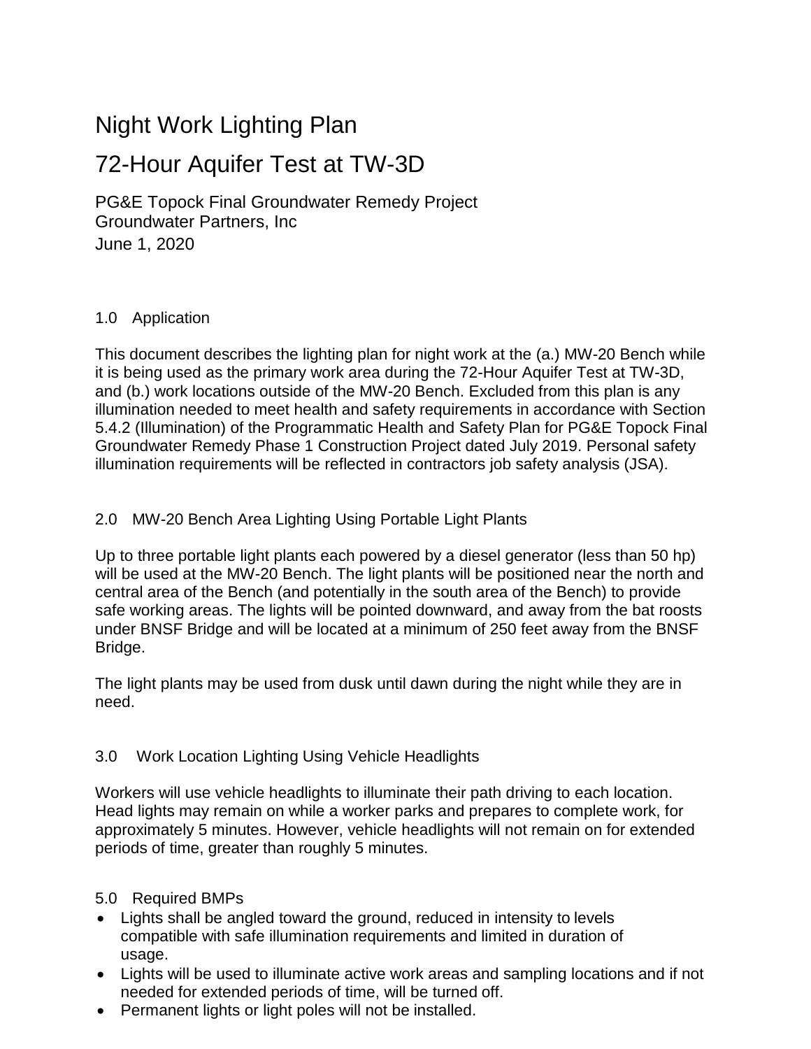# Night Work Lighting Plan

# 72-Hour Aquifer Test at TW-3D

PG&E Topock Final Groundwater Remedy Project
Groundwater Partners, Inc
June 1, 2020

## 1.0 Application

This document describes the lighting plan for night work at the (a.) MW-20 Bench while it is being used as the primary work area during the 72-Hour Aquifer Test at TW-3D, and (b.) work locations outside of the MW-20 Bench. Excluded from this plan is any illumination needed to meet health and safety requirements in accordance with Section 5.4.2 (Illumination) of the Programmatic Health and Safety Plan for PG&E Topock Final Groundwater Remedy Phase 1 Construction Project dated July 2019. Personal safety illumination requirements will be reflected in contractors job safety analysis (JSA).

## 2.0 MW-20 Bench Area Lighting Using Portable Light Plants

Up to three portable light plants each powered by a diesel generator (less than 50 hp) will be used at the MW-20 Bench. The light plants will be positioned near the north and central area of the Bench (and potentially in the south area of the Bench) to provide safe working areas. The lights will be pointed downward, and away from the bat roosts under BNSF Bridge and will be located at a minimum of 250 feet away from the BNSF Bridge.

The light plants may be used from dusk until dawn during the night while they are in need.

## 3.0 Work Location Lighting Using Vehicle Headlights

Workers will use vehicle headlights to illuminate their path driving to each location. Head lights may remain on while a worker parks and prepares to complete work, for approximately 5 minutes. However, vehicle headlights will not remain on for extended periods of time, greater than roughly 5 minutes.

## 5.0 Required BMPs

- Lights shall be angled toward the ground, reduced in intensity to levels compatible with safe illumination requirements and limited in duration of usage.
- Lights will be used to illuminate active work areas and sampling locations and if not needed for extended periods of time, will be turned off.
- Permanent lights or light poles will not be installed.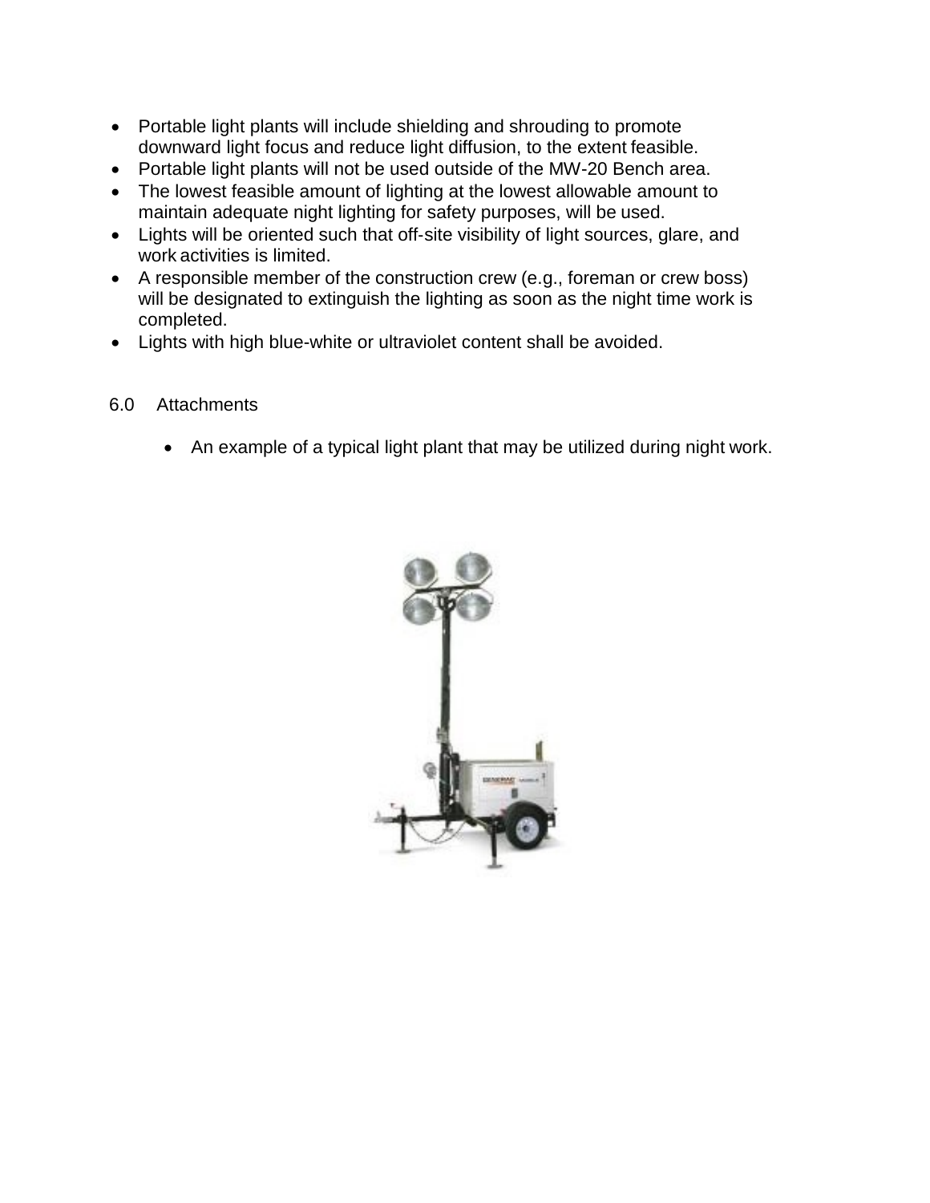- Portable light plants will include shielding and shrouding to promote downward light focus and reduce light diffusion, to the extent feasible.
- Portable light plants will not be used outside of the MW-20 Bench area.
- The lowest feasible amount of lighting at the lowest allowable amount to maintain adequate night lighting for safety purposes, will be used.
- Lights will be oriented such that off-site visibility of light sources, glare, and work activities is limited.
- A responsible member of the construction crew (e.g., foreman or crew boss) will be designated to extinguish the lighting as soon as the night time work is completed.
- Lights with high blue-white or ultraviolet content shall be avoided.

## 6.0 Attachments

- An example of a typical light plant that may be utilized during night work.